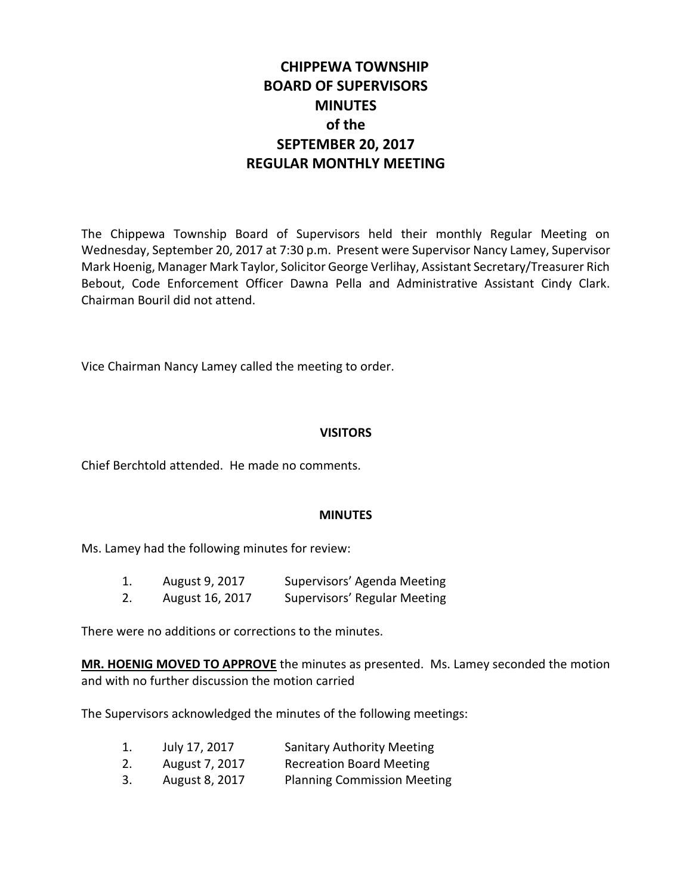# CHIPPEWA TOWNSHIP BOARD OF SUPERVISORS MINUTES of the SEPTEMBER 20, 2017 REGULAR MONTHLY MEETING

The Chippewa Township Board of Supervisors held their monthly Regular Meeting on Wednesday, September 20, 2017 at 7:30 p.m. Present were Supervisor Nancy Lamey, Supervisor Mark Hoenig, Manager Mark Taylor, Solicitor George Verlihay, Assistant Secretary/Treasurer Rich Bebout, Code Enforcement Officer Dawna Pella and Administrative Assistant Cindy Clark. Chairman Bouril did not attend.

Vice Chairman Nancy Lamey called the meeting to order.

## VISITORS

Chief Berchtold attended. He made no comments.

## MINUTES

Ms. Lamey had the following minutes for review:

1. August 9, 2017 Supervisors' Agenda Meeting
2. August 16, 2017 Supervisors' Regular Meeting

There were no additions or corrections to the minutes.

**MR. HOENIG MOVED TO APPROVE** the minutes as presented. Ms. Lamey seconded the motion and with no further discussion the motion carried

The Supervisors acknowledged the minutes of the following meetings:

1. July 17, 2017 Sanitary Authority Meeting
2. August 7, 2017 Recreation Board Meeting
3. August 8, 2017 Planning Commission Meeting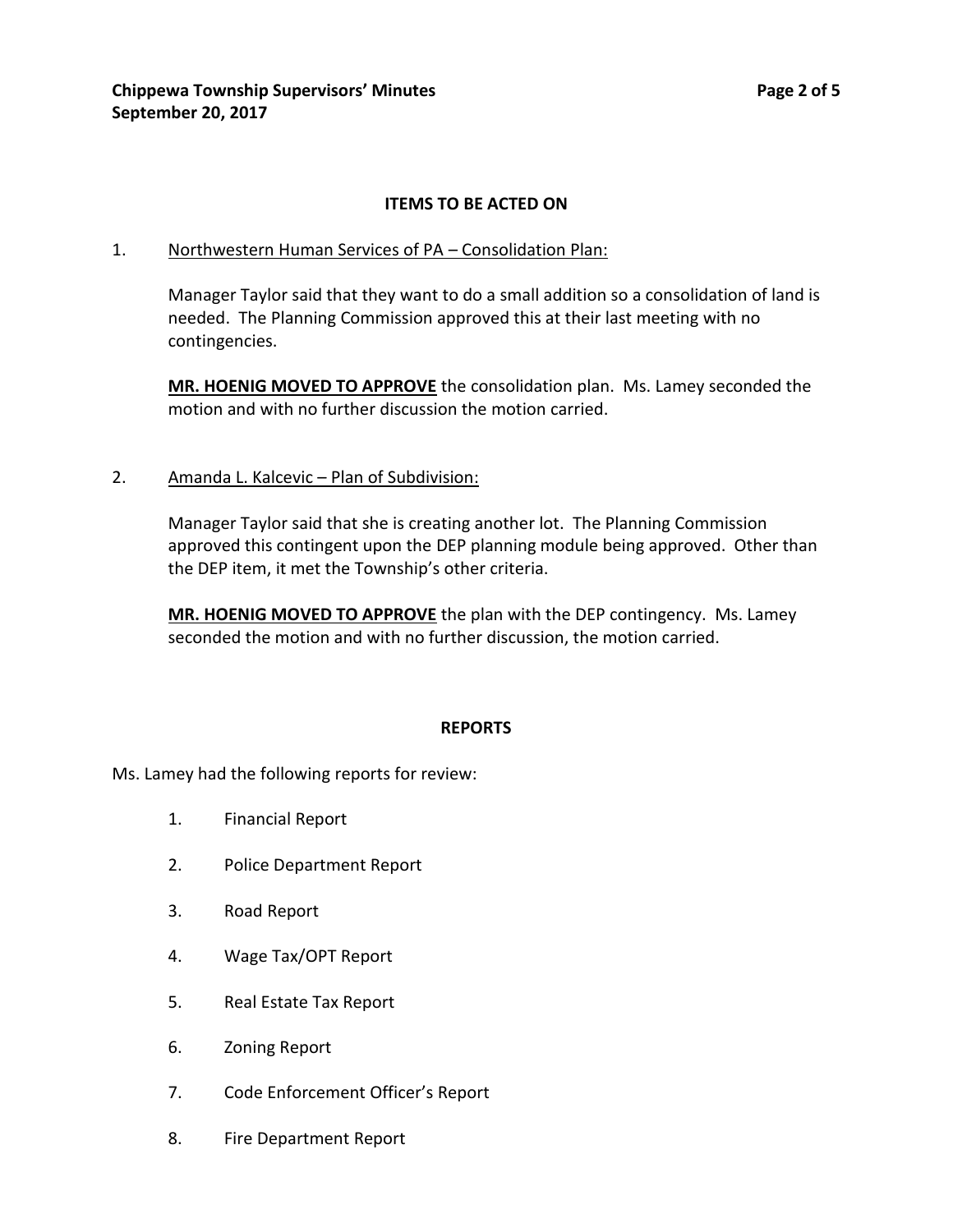## ITEMS TO BE ACTED ON

1. Northwestern Human Services of PA – Consolidation Plan:

   Manager Taylor said that they want to do a small addition so a consolidation of land is needed. The Planning Commission approved this at their last meeting with no contingencies.

   **MR. HOENIG MOVED TO APPROVE** the consolidation plan. Ms. Lamey seconded the motion and with no further discussion the motion carried.

2. Amanda L. Kalcevic – Plan of Subdivision:

   Manager Taylor said that she is creating another lot. The Planning Commission approved this contingent upon the DEP planning module being approved. Other than the DEP item, it met the Township's other criteria.

   **MR. HOENIG MOVED TO APPROVE** the plan with the DEP contingency. Ms. Lamey seconded the motion and with no further discussion, the motion carried.

## REPORTS

Ms. Lamey had the following reports for review:

1. Financial Report
2. Police Department Report
3. Road Report
4. Wage Tax/OPT Report
5. Real Estate Tax Report
6. Zoning Report
7. Code Enforcement Officer's Report
8. Fire Department Report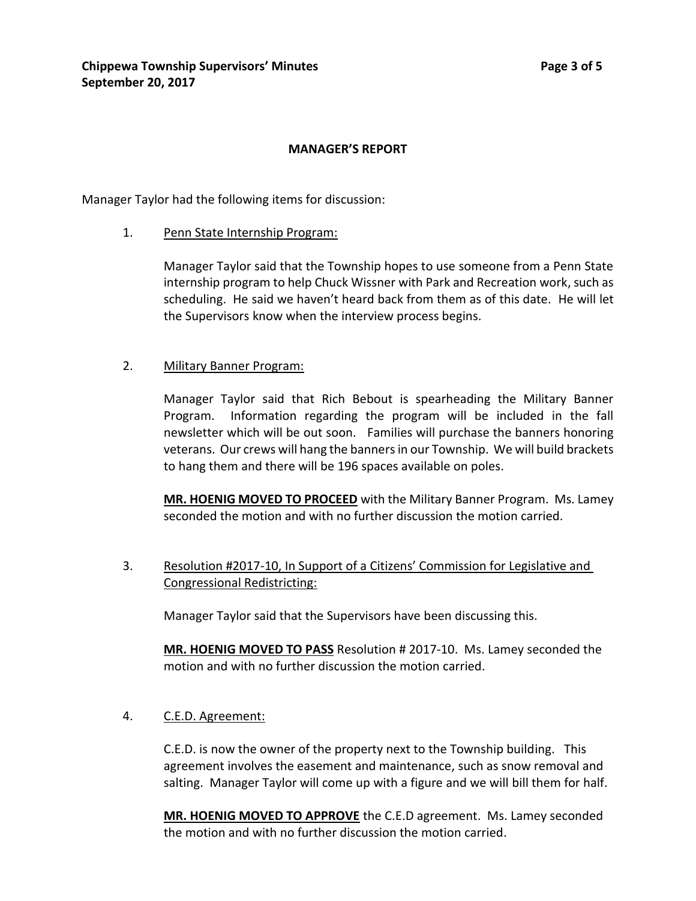## MANAGER'S REPORT

Manager Taylor had the following items for discussion:

1. Penn State Internship Program:

   Manager Taylor said that the Township hopes to use someone from a Penn State internship program to help Chuck Wissner with Park and Recreation work, such as scheduling. He said we haven't heard back from them as of this date. He will let the Supervisors know when the interview process begins.

2. Military Banner Program:

   Manager Taylor said that Rich Bebout is spearheading the Military Banner Program. Information regarding the program will be included in the fall newsletter which will be out soon. Families will purchase the banners honoring veterans. Our crews will hang the banners in our Township. We will build brackets to hang them and there will be 196 spaces available on poles.

   **MR. HOENIG MOVED TO PROCEED** with the Military Banner Program. Ms. Lamey seconded the motion and with no further discussion the motion carried.

3. Resolution #2017-10, In Support of a Citizens' Commission for Legislative and Congressional Redistricting:

   Manager Taylor said that the Supervisors have been discussing this.

   **MR. HOENIG MOVED TO PASS** Resolution # 2017-10. Ms. Lamey seconded the motion and with no further discussion the motion carried.

4. C.E.D. Agreement:

   C.E.D. is now the owner of the property next to the Township building. This agreement involves the easement and maintenance, such as snow removal and salting. Manager Taylor will come up with a figure and we will bill them for half.

   **MR. HOENIG MOVED TO APPROVE** the C.E.D agreement. Ms. Lamey seconded the motion and with no further discussion the motion carried.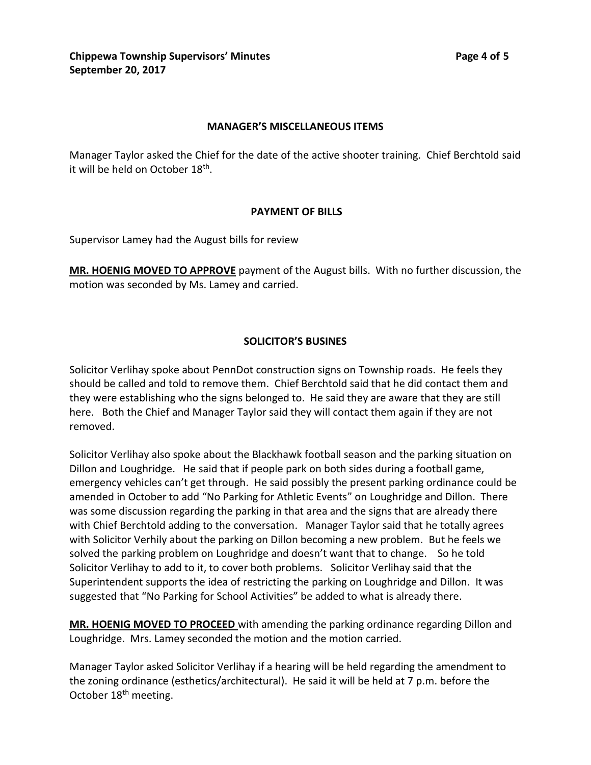## MANAGER'S MISCELLANEOUS ITEMS

Manager Taylor asked the Chief for the date of the active shooter training. Chief Berchtold said it will be held on October 18th.

## PAYMENT OF BILLS

Supervisor Lamey had the August bills for review

**MR. HOENIG MOVED TO APPROVE** payment of the August bills. With no further discussion, the motion was seconded by Ms. Lamey and carried.

## SOLICITOR'S BUSINES

Solicitor Verlihay spoke about PennDot construction signs on Township roads. He feels they should be called and told to remove them. Chief Berchtold said that he did contact them and they were establishing who the signs belonged to. He said they are aware that they are still here. Both the Chief and Manager Taylor said they will contact them again if they are not removed.

Solicitor Verlihay also spoke about the Blackhawk football season and the parking situation on Dillon and Loughridge. He said that if people park on both sides during a football game, emergency vehicles can't get through. He said possibly the present parking ordinance could be amended in October to add "No Parking for Athletic Events" on Loughridge and Dillon. There was some discussion regarding the parking in that area and the signs that are already there with Chief Berchtold adding to the conversation. Manager Taylor said that he totally agrees with Solicitor Verhily about the parking on Dillon becoming a new problem. But he feels we solved the parking problem on Loughridge and doesn't want that to change. So he told Solicitor Verlihay to add to it, to cover both problems. Solicitor Verlihay said that the Superintendent supports the idea of restricting the parking on Loughridge and Dillon. It was suggested that "No Parking for School Activities" be added to what is already there.

**MR. HOENIG MOVED TO PROCEED** with amending the parking ordinance regarding Dillon and Loughridge. Mrs. Lamey seconded the motion and the motion carried.

Manager Taylor asked Solicitor Verlihay if a hearing will be held regarding the amendment to the zoning ordinance (esthetics/architectural). He said it will be held at 7 p.m. before the October 18th meeting.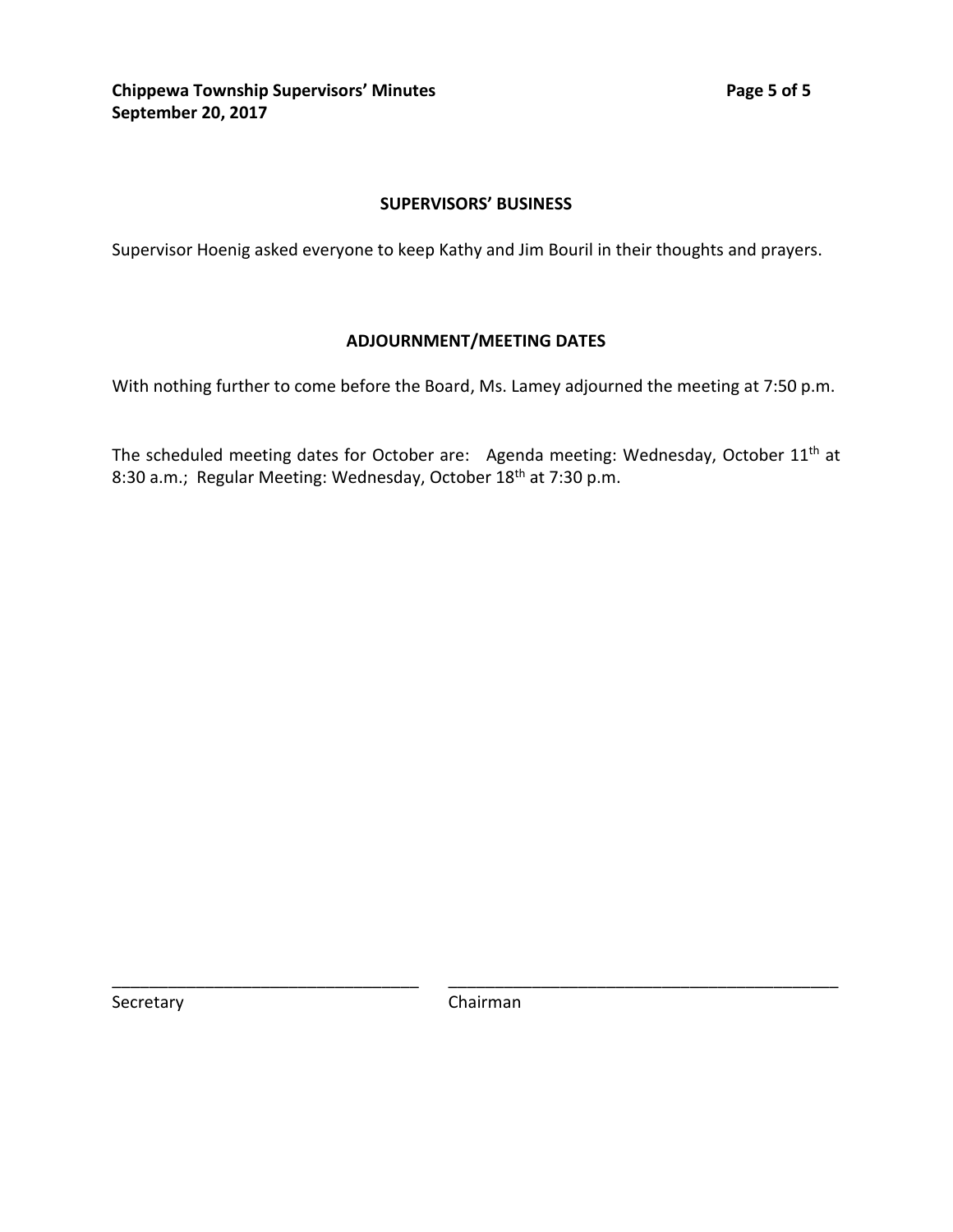## SUPERVISORS' BUSINESS

Supervisor Hoenig asked everyone to keep Kathy and Jim Bouril in their thoughts and prayers.

## ADJOURNMENT/MEETING DATES

With nothing further to come before the Board, Ms. Lamey adjourned the meeting at 7:50 p.m.

The scheduled meeting dates for October are: Agenda meeting: Wednesday, October 11th at 8:30 a.m.; Regular Meeting: Wednesday, October 18th at 7:30 p.m.

\_\_\_\_\_\_\_\_\_\_\_\_\_\_\_\_\_\_\_\_\_\_\_\_\_\_\_\_\_\_\_\_\_\_ \_\_\_\_\_\_\_\_\_\_\_\_\_\_\_\_\_\_\_\_\_\_\_\_\_\_\_\_\_\_\_\_\_\_\_\_\_\_\_\_\_\_\_\_

Secretary Chairman